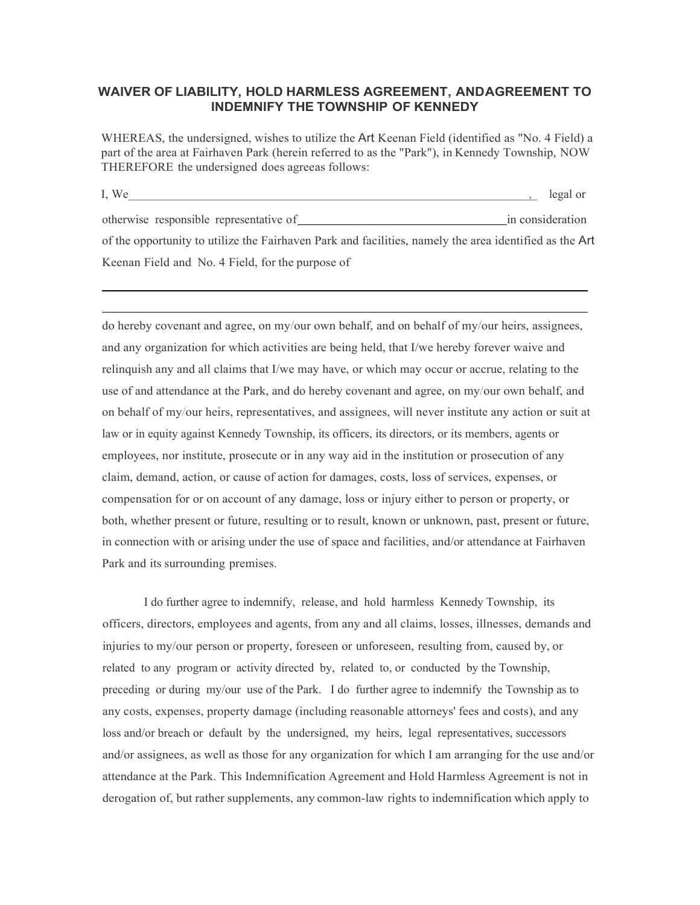# WAIVER OF LIABILITY, HOLD HARMLESS AGREEMENT, ANDAGREEMENT TO INDEMNIFY THE TOWNSHIP OF KENNEDY

WHEREAS, the undersigned, wishes to utilize the Art Keenan Field (identified as "No. 4 Field) a part of the area at Fairhaven Park (herein referred to as the "Park"), in Kennedy Township, NOW THEREFORE the undersigned does agreeas follows:

I, We_______________________________________________________________, legal or otherwise responsible representative of_________________________________in consideration of the opportunity to utilize the Fairhaven Park and facilities, namely the area identified as the Art Keenan Field and No. 4 Field, for the purpose of

_____________________________________________________________________________

_____________________________________________________________________________

do hereby covenant and agree, on my/our own behalf, and on behalf of my/our heirs, assignees, and any organization for which activities are being held, that I/we hereby forever waive and relinquish any and all claims that I/we may have, or which may occur or accrue, relating to the use of and attendance at the Park, and do hereby covenant and agree, on my/our own behalf, and on behalf of my/our heirs, representatives, and assignees, will never institute any action or suit at law or in equity against Kennedy Township, its officers, its directors, or its members, agents or employees, nor institute, prosecute or in any way aid in the institution or prosecution of any claim, demand, action, or cause of action for damages, costs, loss of services, expenses, or compensation for or on account of any damage, loss or injury either to person or property, or both, whether present or future, resulting or to result, known or unknown, past, present or future, in connection with or arising under the use of space and facilities, and/or attendance at Fairhaven Park and its surrounding premises.

I do further agree to indemnify, release, and hold harmless Kennedy Township, its officers, directors, employees and agents, from any and all claims, losses, illnesses, demands and injuries to my/our person or property, foreseen or unforeseen, resulting from, caused by, or related to any program or activity directed by, related to, or conducted by the Township, preceding or during my/our use of the Park. I do further agree to indemnify the Township as to any costs, expenses, property damage (including reasonable attorneys' fees and costs), and any loss and/or breach or default by the undersigned, my heirs, legal representatives, successors and/or assignees, as well as those for any organization for which I am arranging for the use and/or attendance at the Park. This Indemnification Agreement and Hold Harmless Agreement is not in derogation of, but rather supplements, any common-law rights to indemnification which apply to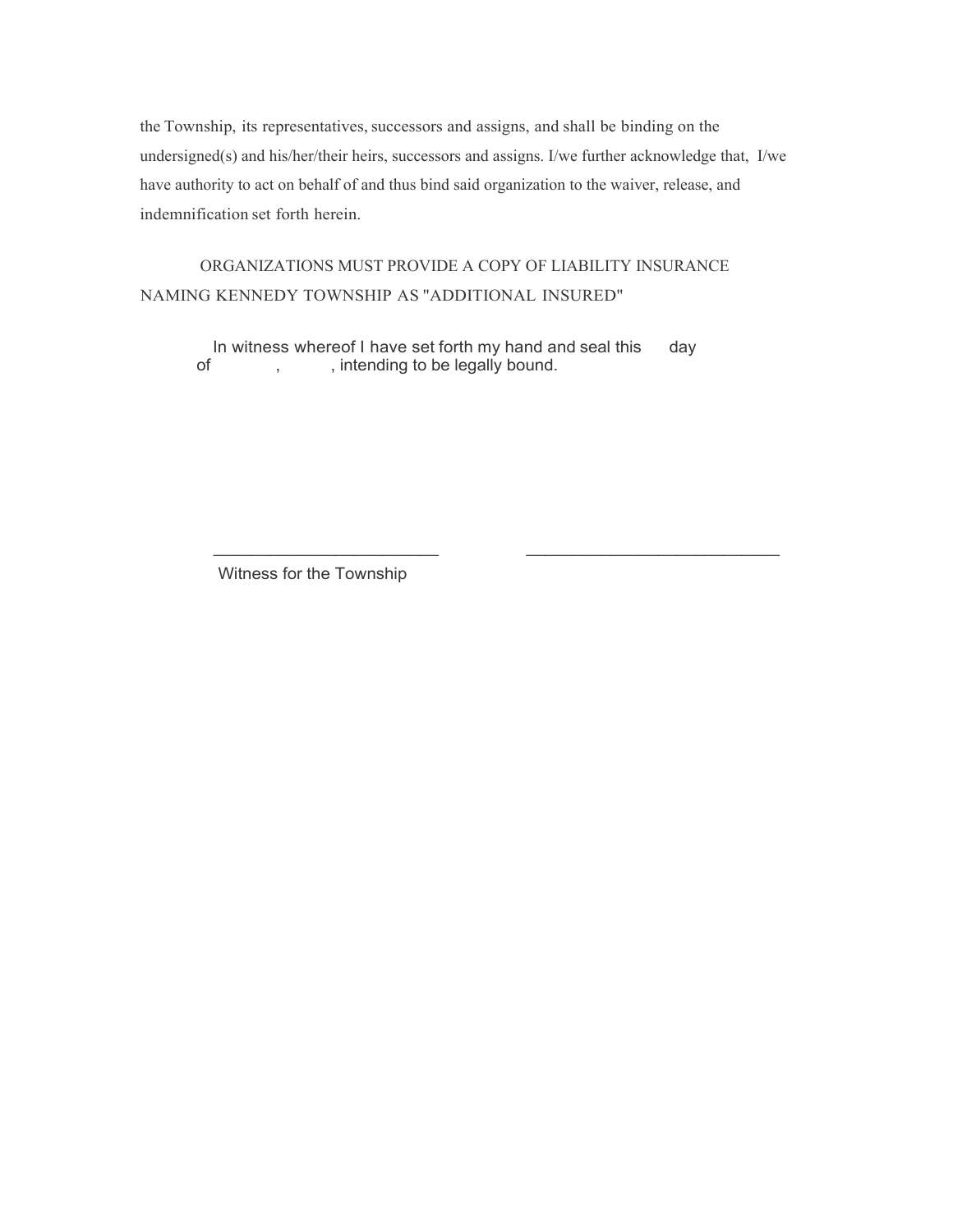the Township, its representatives, successors and assigns, and shall be binding on the undersigned(s) and his/her/their heirs, successors and assigns. I/we further acknowledge that, I/we have authority to act on behalf of and thus bind said organization to the waiver, release, and indemnification set forth herein.

ORGANIZATIONS MUST PROVIDE A COPY OF LIABILITY INSURANCE NAMING KENNEDY TOWNSHIP AS "ADDITIONAL INSURED"

In witness whereof I have set forth my hand and seal this day of , , intending to be legally bound.

________________________ ___________________________

Witness for the Township